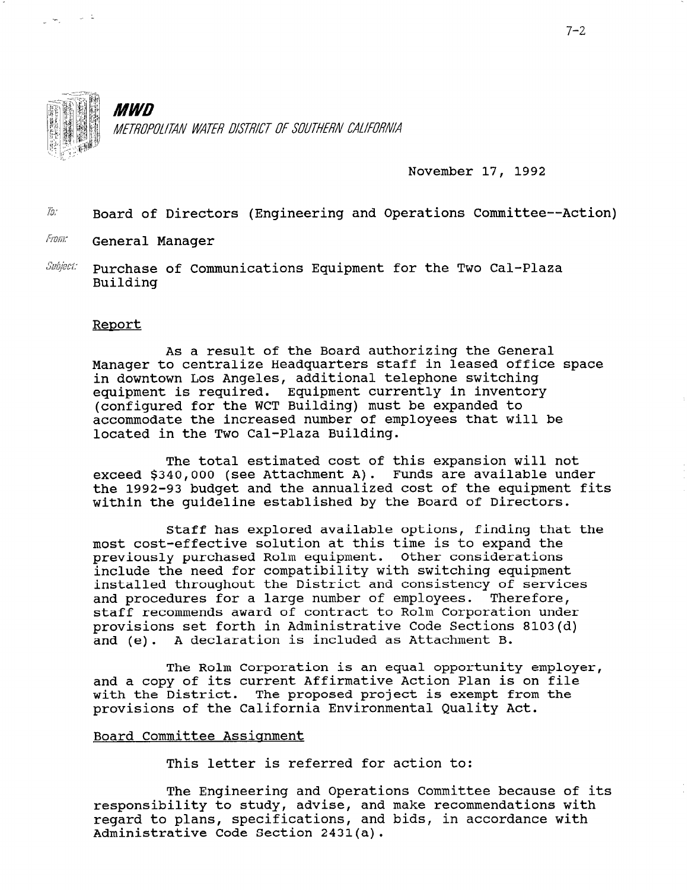**MWD**

*METROPOLITAN WATER DISTRICT OF SOUTHERN CALIFORNIA*

November 17, 1992

To: Board of Directors (Engineering and Operations Committee--Action)

From: General Manager

Subject: Purchase of Communications Equipment for the Two Cal-Plaza Building

## Report

As a result of the Board authorizing the General Manager to centralize Headquarters staff in leased office space in downtown Los Angeles, additional telephone switching equipment is required. Equipment currently in inventory (configured for the WCT Building) must be expanded to accommodate the increased number of employees that will be located in the Two Cal-Plaza Building.

The total estimated cost of this expansion will not exceed $340,000 (see Attachment A). Funds are available under the 1992-93 budget and the annualized cost of the equipment fits within the guideline established by the Board of Directors.

Staff has explored available options, finding that the most cost-effective solution at this time is to expand the previously purchased Rolm equipment. Other considerations include the need for compatibility with switching equipment installed throughout the District and consistency of services and procedures for a large number of employees. Therefore, staff recommends award of contract to Rolm Corporation under provisions set forth in Administrative Code Sections 8103(d) and (e). A declaration is included as Attachment B.

The Rolm Corporation is an equal opportunity employer, and a copy of its current Affirmative Action Plan is on file with the District. The proposed project is exempt from the provisions of the California Environmental Quality Act.

## Board Committee Assignment

This letter is referred for action to:

The Engineering and Operations Committee because of its responsibility to study, advise, and make recommendations with regard to plans, specifications, and bids, in accordance with Administrative Code Section 2431(a).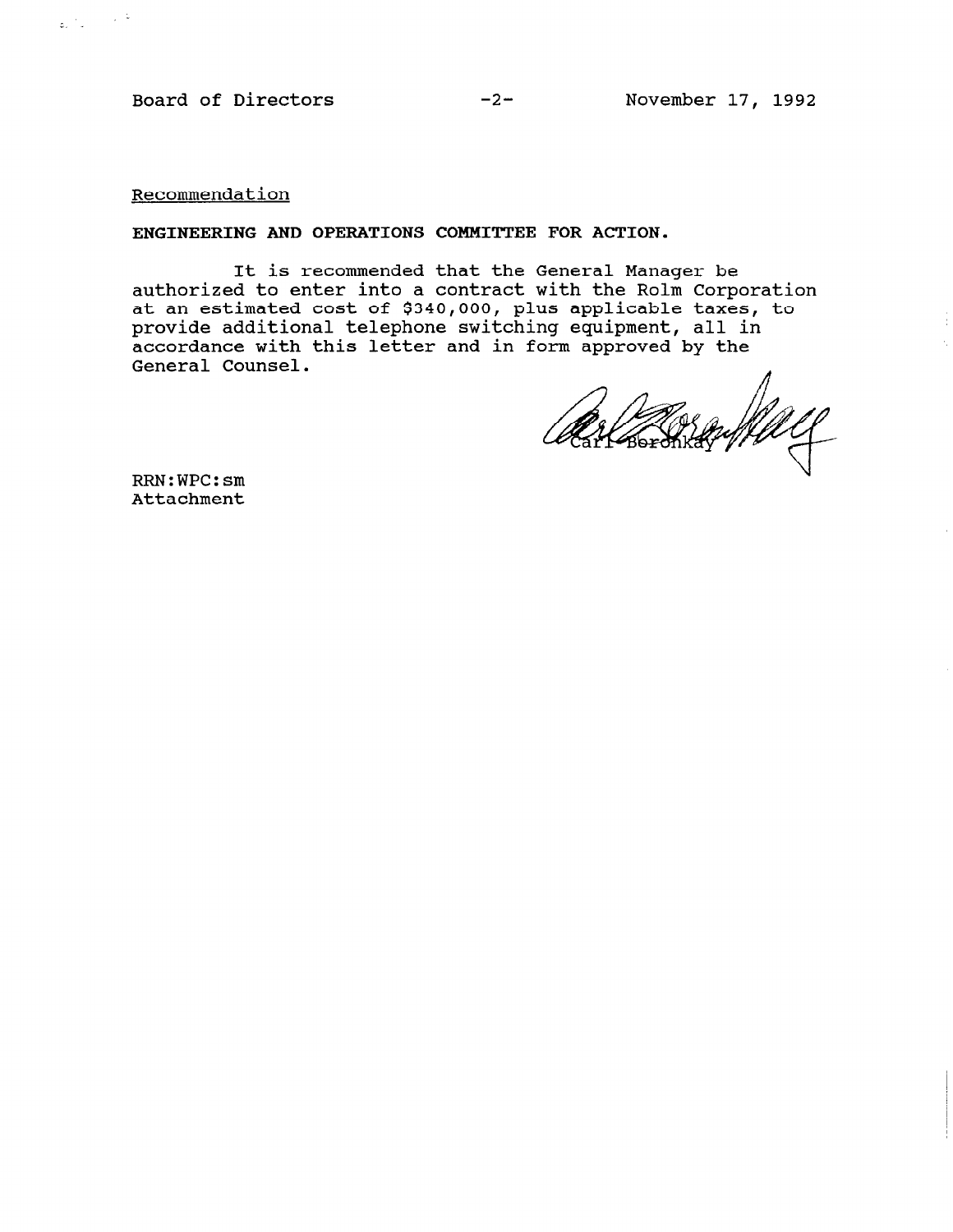Recommendation

**ENGINEERING AND OPERATIONS COMMITTEE FOR ACTION.**

It is recommended that the General Manager be authorized to enter into a contract with the Rolm Corporation at an estimated cost of $340,000, plus applicable taxes, to provide additional telephone switching equipment, all in accordance with this letter and in form approved by the General Counsel.

Carl Boronkay

RRN:WPC:sm
Attachment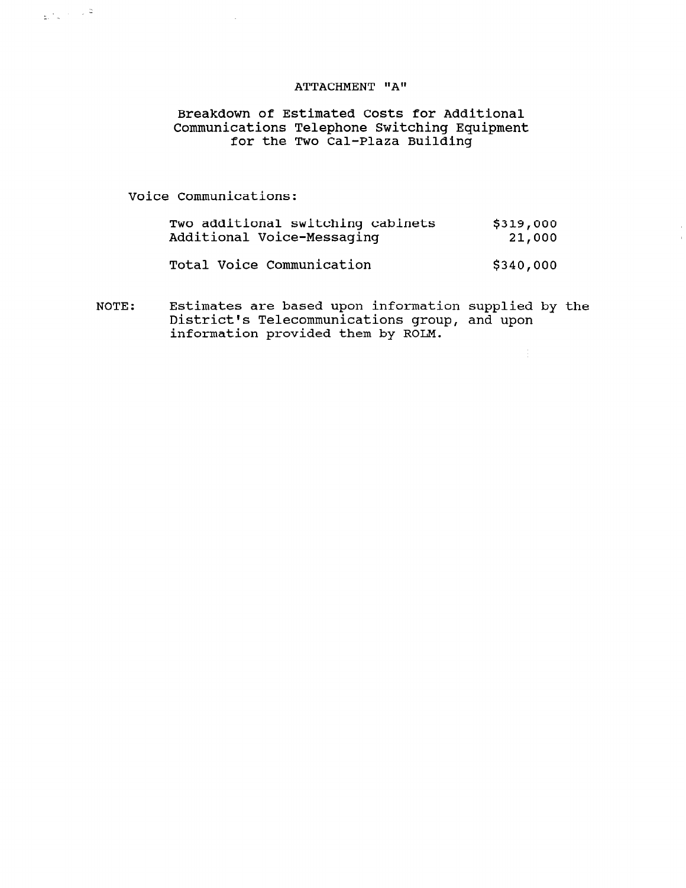# ATTACHMENT "A"

## Breakdown of Estimated Costs for Additional Communications Telephone Switching Equipment for the Two Cal-Plaza Building

Voice Communications:

| | |
|---|---|
| Two additional switching cabinets | $319,000 |
| Additional Voice-Messaging | 21,000 |
| Total Voice Communication | $340,000 |

NOTE: Estimates are based upon information supplied by the District's Telecommunications group, and upon information provided them by ROLM.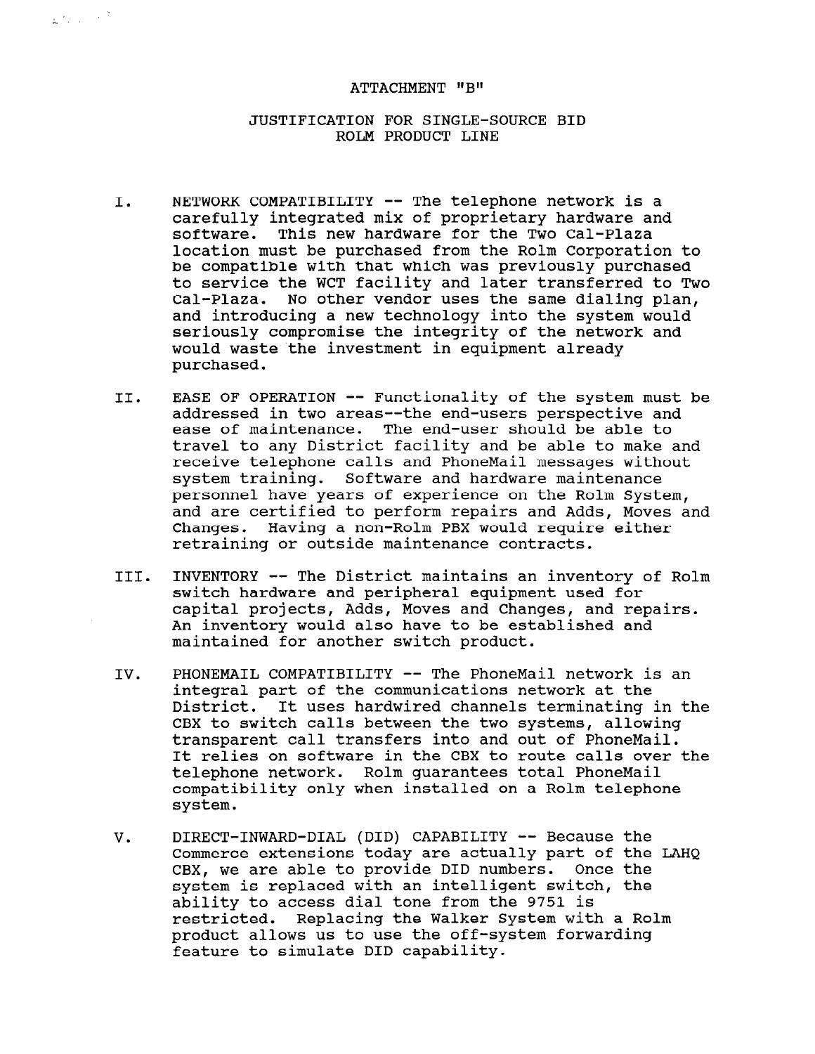ATTACHMENT "B"

JUSTIFICATION FOR SINGLE-SOURCE BID
ROLM PRODUCT LINE

I. NETWORK COMPATIBILITY -- The telephone network is a carefully integrated mix of proprietary hardware and software. This new hardware for the Two Cal-Plaza location must be purchased from the Rolm Corporation to be compatible with that which was previously purchased to service the WCT facility and later transferred to Two Cal-Plaza. No other vendor uses the same dialing plan, and introducing a new technology into the system would seriously compromise the integrity of the network and would waste the investment in equipment already purchased.

II. EASE OF OPERATION -- Functionality of the system must be addressed in two areas--the end-users perspective and ease of maintenance. The end-user should be able to travel to any District facility and be able to make and receive telephone calls and PhoneMail messages without system training. Software and hardware maintenance personnel have years of experience on the Rolm System, and are certified to perform repairs and Adds, Moves and Changes. Having a non-Rolm PBX would require either retraining or outside maintenance contracts.

III. INVENTORY -- The District maintains an inventory of Rolm switch hardware and peripheral equipment used for capital projects, Adds, Moves and Changes, and repairs. An inventory would also have to be established and maintained for another switch product.

IV. PHONEMAIL COMPATIBILITY -- The PhoneMail network is an integral part of the communications network at the District. It uses hardwired channels terminating in the CBX to switch calls between the two systems, allowing transparent call transfers into and out of PhoneMail. It relies on software in the CBX to route calls over the telephone network. Rolm guarantees total PhoneMail compatibility only when installed on a Rolm telephone system.

V. DIRECT-INWARD-DIAL (DID) CAPABILITY -- Because the Commerce extensions today are actually part of the LAHQ CBX, we are able to provide DID numbers. Once the system is replaced with an intelligent switch, the ability to access dial tone from the 9751 is restricted. Replacing the Walker System with a Rolm product allows us to use the off-system forwarding feature to simulate DID capability.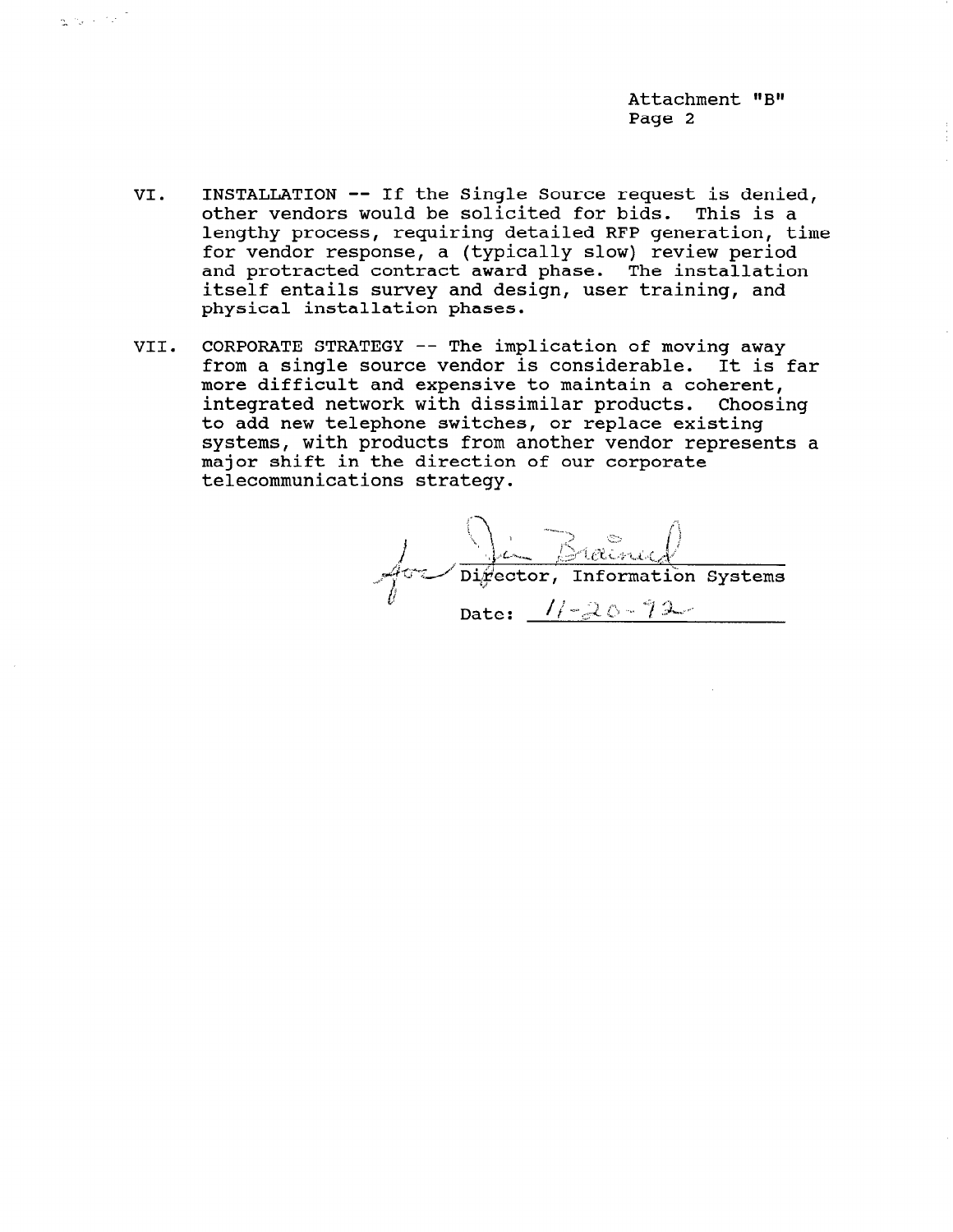Attachment "B"
Page 2

VI. INSTALLATION -- If the Single Source request is denied, other vendors would be solicited for bids. This is a lengthy process, requiring detailed RFP generation, time for vendor response, a (typically slow) review period and protracted contract award phase. The installation itself entails survey and design, user training, and physical installation phases.

VII. CORPORATE STRATEGY -- The implication of moving away from a single source vendor is considerable. It is far more difficult and expensive to maintain a coherent, integrated network with dissimilar products. Choosing to add new telephone switches, or replace existing systems, with products from another vendor represents a major shift in the direction of our corporate telecommunications strategy.

for Jim Brainerd
Director, Information Systems

Date: 11-20-92